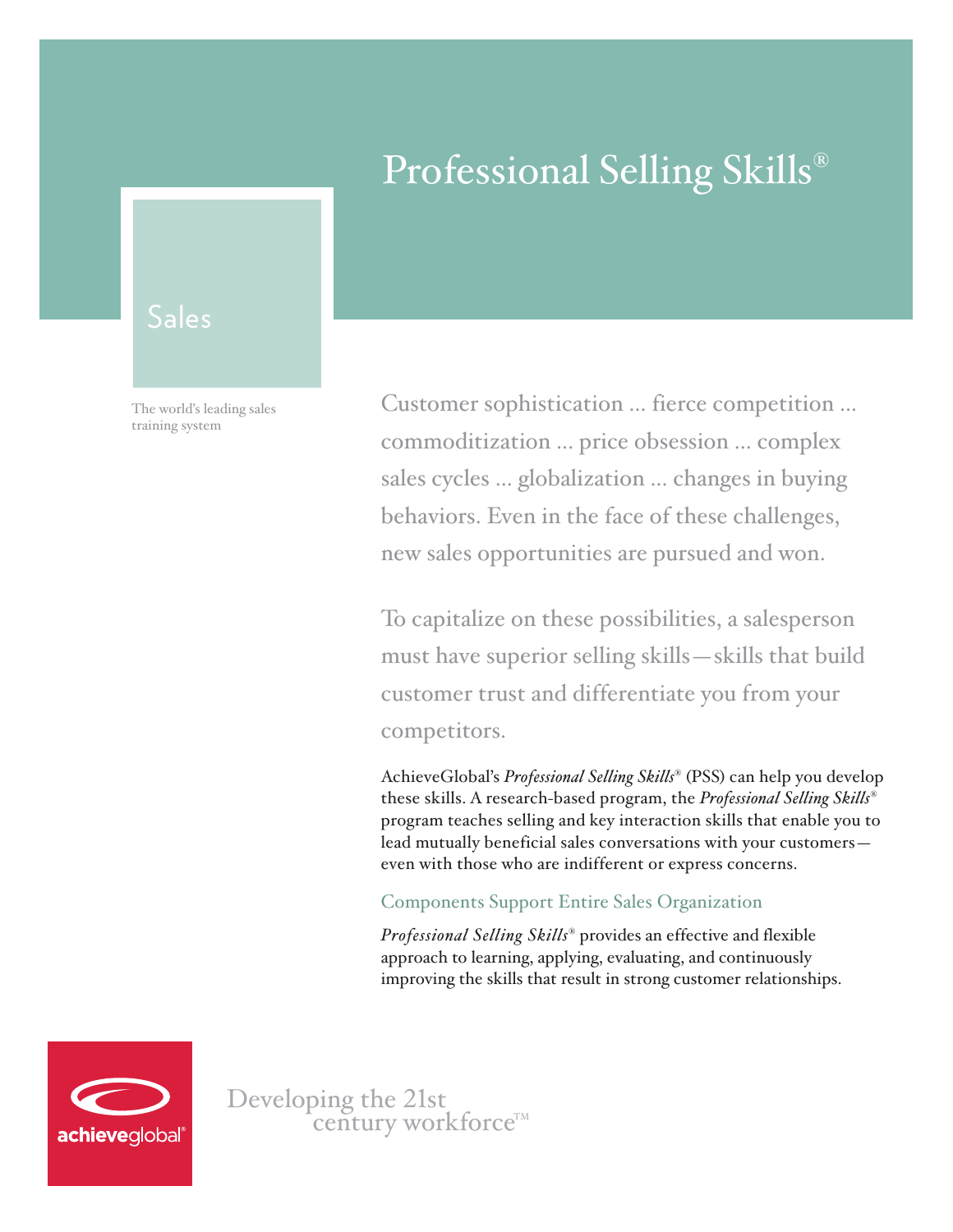# Professional Selling Skills®

Sales

The world's leading sales training system

Customer sophistication ... fierce competition ... commoditization ... price obsession ... complex sales cycles ... globalization ... changes in buying behaviors. Even in the face of these challenges, new sales opportunities are pursued and won.

To capitalize on these possibilities, a salesperson must have superior selling skills—skills that build customer trust and differentiate you from your competitors.

AchieveGlobal's *Professional Selling Skills®* (PSS) can help you develop these skills. A research-based program, the *Professional Selling Skills®* program teaches selling and key interaction skills that enable you to lead mutually beneficial sales conversations with your customers—even with those who are indifferent or express concerns.

## Components Support Entire Sales Organization

*Professional Selling Skills®* provides an effective and flexible approach to learning, applying, evaluating, and continuously improving the skills that result in strong customer relationships.

achieveglobal®

Developing the 21st century workforce™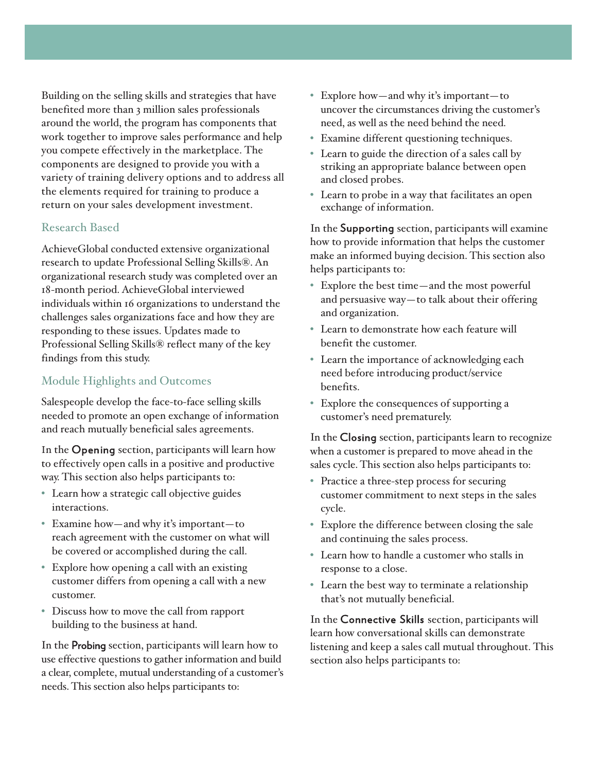Building on the selling skills and strategies that have benefited more than 3 million sales professionals around the world, the program has components that work together to improve sales performance and help you compete effectively in the marketplace. The components are designed to provide you with a variety of training delivery options and to address all the elements required for training to produce a return on your sales development investment.

## Research Based

AchieveGlobal conducted extensive organizational research to update Professional Selling Skills®. An organizational research study was completed over an 18-month period. AchieveGlobal interviewed individuals within 16 organizations to understand the challenges sales organizations face and how they are responding to these issues. Updates made to Professional Selling Skills® reflect many of the key findings from this study.

## Module Highlights and Outcomes

Salespeople develop the face-to-face selling skills needed to promote an open exchange of information and reach mutually beneficial sales agreements.

In the **Opening** section, participants will learn how to effectively open calls in a positive and productive way. This section also helps participants to:

- Learn how a strategic call objective guides interactions.
- Examine how—and why it's important—to reach agreement with the customer on what will be covered or accomplished during the call.
- Explore how opening a call with an existing customer differs from opening a call with a new customer.
- Discuss how to move the call from rapport building to the business at hand.

In the **Probing** section, participants will learn how to use effective questions to gather information and build a clear, complete, mutual understanding of a customer's needs. This section also helps participants to:

- Explore how—and why it's important—to uncover the circumstances driving the customer's need, as well as the need behind the need.
- Examine different questioning techniques.
- Learn to guide the direction of a sales call by striking an appropriate balance between open and closed probes.
- Learn to probe in a way that facilitates an open exchange of information.

In the **Supporting** section, participants will examine how to provide information that helps the customer make an informed buying decision. This section also helps participants to:

- Explore the best time—and the most powerful and persuasive way—to talk about their offering and organization.
- Learn to demonstrate how each feature will benefit the customer.
- Learn the importance of acknowledging each need before introducing product/service benefits.
- Explore the consequences of supporting a customer's need prematurely.

In the **Closing** section, participants learn to recognize when a customer is prepared to move ahead in the sales cycle. This section also helps participants to:

- Practice a three-step process for securing customer commitment to next steps in the sales cycle.
- Explore the difference between closing the sale and continuing the sales process.
- Learn how to handle a customer who stalls in response to a close.
- Learn the best way to terminate a relationship that's not mutually beneficial.

In the **Connective Skills** section, participants will learn how conversational skills can demonstrate listening and keep a sales call mutual throughout. This section also helps participants to: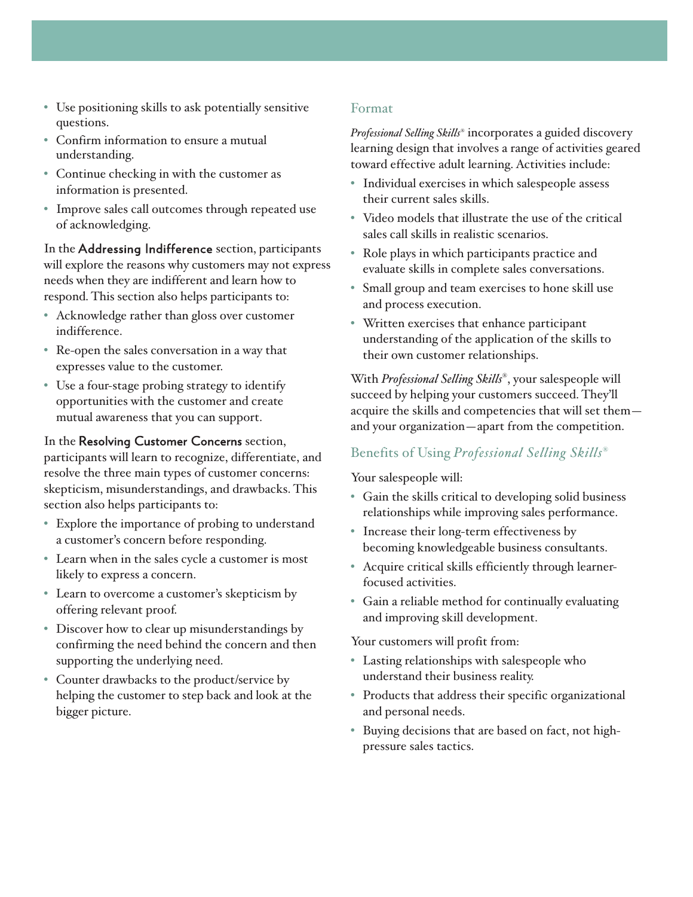- Use positioning skills to ask potentially sensitive questions.
- Confirm information to ensure a mutual understanding.
- Continue checking in with the customer as information is presented.
- Improve sales call outcomes through repeated use of acknowledging.

In the **Addressing Indifference** section, participants will explore the reasons why customers may not express needs when they are indifferent and learn how to respond. This section also helps participants to:

- Acknowledge rather than gloss over customer indifference.
- Re-open the sales conversation in a way that expresses value to the customer.
- Use a four-stage probing strategy to identify opportunities with the customer and create mutual awareness that you can support.

In the **Resolving Customer Concerns** section, participants will learn to recognize, differentiate, and resolve the three main types of customer concerns: skepticism, misunderstandings, and drawbacks. This section also helps participants to:

- Explore the importance of probing to understand a customer's concern before responding.
- Learn when in the sales cycle a customer is most likely to express a concern.
- Learn to overcome a customer's skepticism by offering relevant proof.
- Discover how to clear up misunderstandings by confirming the need behind the concern and then supporting the underlying need.
- Counter drawbacks to the product/service by helping the customer to step back and look at the bigger picture.

## Format

*Professional Selling Skills®* incorporates a guided discovery learning design that involves a range of activities geared toward effective adult learning. Activities include:

- Individual exercises in which salespeople assess their current sales skills.
- Video models that illustrate the use of the critical sales call skills in realistic scenarios.
- Role plays in which participants practice and evaluate skills in complete sales conversations.
- Small group and team exercises to hone skill use and process execution.
- Written exercises that enhance participant understanding of the application of the skills to their own customer relationships.

With *Professional Selling Skills®*, your salespeople will succeed by helping your customers succeed. They'll acquire the skills and competencies that will set them—and your organization—apart from the competition.

## Benefits of Using *Professional Selling Skills®*

Your salespeople will:

- Gain the skills critical to developing solid business relationships while improving sales performance.
- Increase their long-term effectiveness by becoming knowledgeable business consultants.
- Acquire critical skills efficiently through learner-focused activities.
- Gain a reliable method for continually evaluating and improving skill development.

Your customers will profit from:

- Lasting relationships with salespeople who understand their business reality.
- Products that address their specific organizational and personal needs.
- Buying decisions that are based on fact, not high-pressure sales tactics.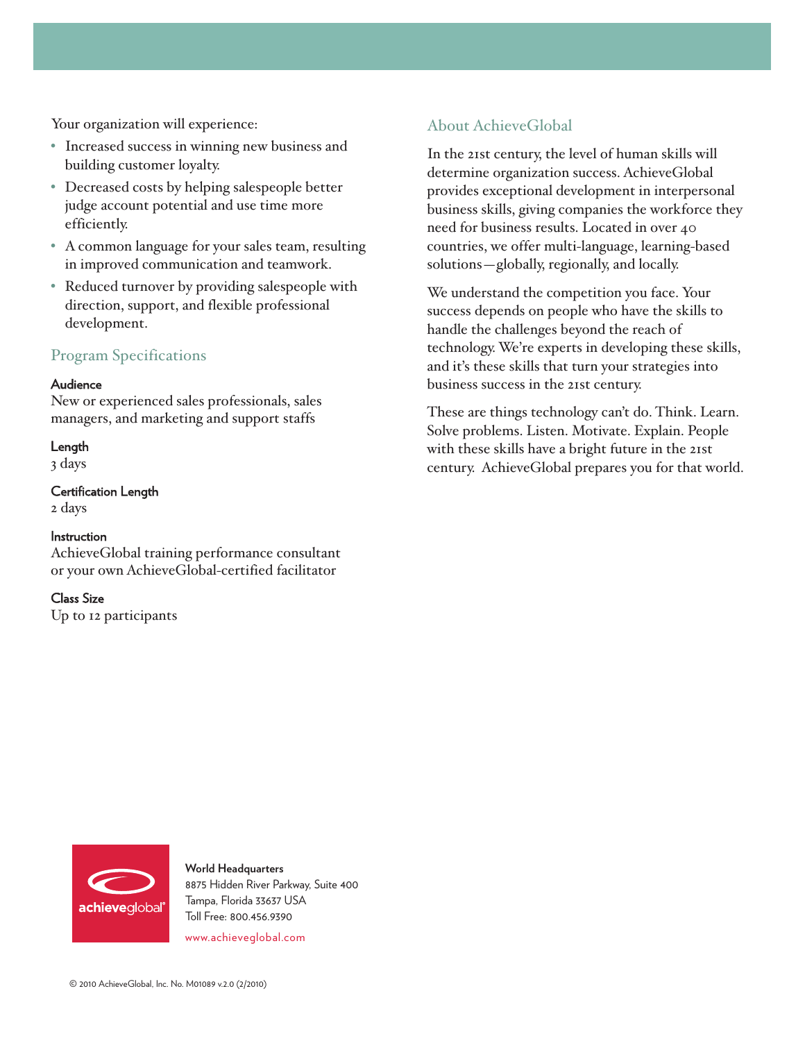Your organization will experience:

- Increased success in winning new business and building customer loyalty.
- Decreased costs by helping salespeople better judge account potential and use time more efficiently.
- A common language for your sales team, resulting in improved communication and teamwork.
- Reduced turnover by providing salespeople with direction, support, and flexible professional development.

## Program Specifications

**Audience**
New or experienced sales professionals, sales managers, and marketing and support staffs

**Length**
3 days

**Certification Length**
2 days

**Instruction**
AchieveGlobal training performance consultant or your own AchieveGlobal-certified facilitator

**Class Size**
Up to 12 participants

## About AchieveGlobal

In the 21st century, the level of human skills will determine organization success. AchieveGlobal provides exceptional development in interpersonal business skills, giving companies the workforce they need for business results. Located in over 40 countries, we offer multi-language, learning-based solutions—globally, regionally, and locally.

We understand the competition you face. Your success depends on people who have the skills to handle the challenges beyond the reach of technology. We're experts in developing these skills, and it's these skills that turn your strategies into business success in the 21st century.

These are things technology can't do. Think. Learn. Solve problems. Listen. Motivate. Explain. People with these skills have a bright future in the 21st century. AchieveGlobal prepares you for that world.

achieveglobal®

**World Headquarters**
8875 Hidden River Parkway, Suite 400
Tampa, Florida 33637 USA
Toll Free: 800.456.9390

www.achieveglobal.com

© 2010 AchieveGlobal, Inc. No. M01089 v.2.0 (2/2010)